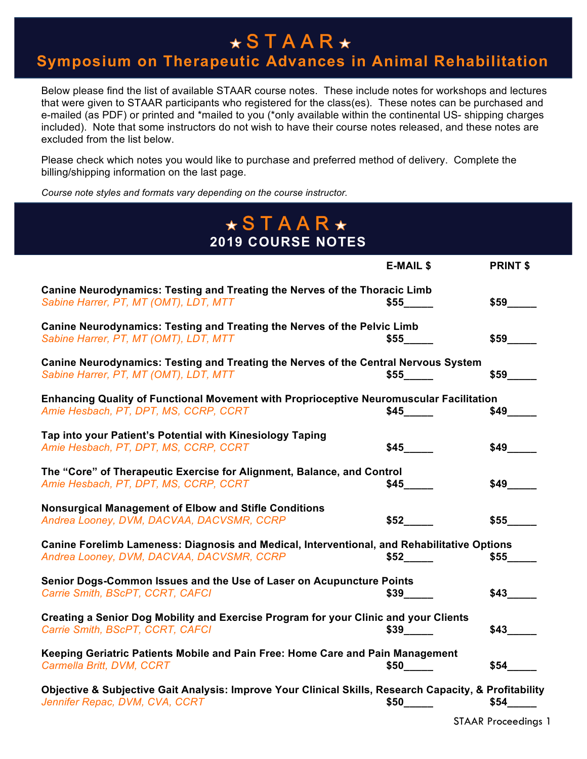# ★ S T A A R ★

## Symposium on Therapeutic Advances in Animal Rehabilitation

Below please find the list of available STAAR course notes. These include notes for workshops and lectures that were given to STAAR participants who registered for the class(es). These notes can be purchased and e-mailed (as PDF) or printed and *mailed to you (*only available within the continental US- shipping charges included). Note that some instructors do not wish to have their course notes released, and these notes are excluded from the list below.

Please check which notes you would like to purchase and preferred method of delivery. Complete the billing/shipping information on the last page.

*Course note styles and formats vary depending on the course instructor.*

# ★ S T A A R ★

## 2019 COURSE NOTES

| | E-MAIL $ | PRINT $ |
|---|---|---|
| **Canine Neurodynamics: Testing and Treating the Nerves of the Thoracic Limb**<br>*Sabine Harrer, PT, MT (OMT), LDT, MTT* | **$55_____** | **$59_____** |
| **Canine Neurodynamics: Testing and Treating the Nerves of the Pelvic Limb**<br>*Sabine Harrer, PT, MT (OMT), LDT, MTT* | **$55_____** | **$59_____** |
| **Canine Neurodynamics: Testing and Treating the Nerves of the Central Nervous System**<br>*Sabine Harrer, PT, MT (OMT), LDT, MTT* | **$55_____** | **$59_____** |
| **Enhancing Quality of Functional Movement with Proprioceptive Neuromuscular Facilitation**<br>*Amie Hesbach, PT, DPT, MS, CCRP, CCRT* | **$45_____** | **$49_____** |
| **Tap into your Patient's Potential with Kinesiology Taping**<br>*Amie Hesbach, PT, DPT, MS, CCRP, CCRT* | **$45_____** | **$49_____** |
| **The "Core" of Therapeutic Exercise for Alignment, Balance, and Control**<br>*Amie Hesbach, PT, DPT, MS, CCRP, CCRT* | **$45_____** | **$49_____** |
| **Nonsurgical Management of Elbow and Stifle Conditions**<br>*Andrea Looney, DVM, DACVAA, DACVSMR, CCRP* | **$52_____** | **$55_____** |
| **Canine Forelimb Lameness: Diagnosis and Medical, Interventional, and Rehabilitative Options**<br>*Andrea Looney, DVM, DACVAA, DACVSMR, CCRP* | **$52_____** | **$55_____** |
| **Senior Dogs-Common Issues and the Use of Laser on Acupuncture Points**<br>*Carrie Smith, BScPT, CCRT, CAFCI* | **$39_____** | **$43_____** |
| **Creating a Senior Dog Mobility and Exercise Program for your Clinic and your Clients**<br>*Carrie Smith, BScPT, CCRT, CAFCI* | **$39_____** | **$43_____** |
| **Keeping Geriatric Patients Mobile and Pain Free: Home Care and Pain Management**<br>*Carmella Britt, DVM, CCRT* | **$50_____** | **$54_____** |
| **Objective & Subjective Gait Analysis: Improve Your Clinical Skills, Research Capacity, & Profitability**<br>*Jennifer Repac, DVM, CVA, CCRT* | **$50_____** | **$54_____** |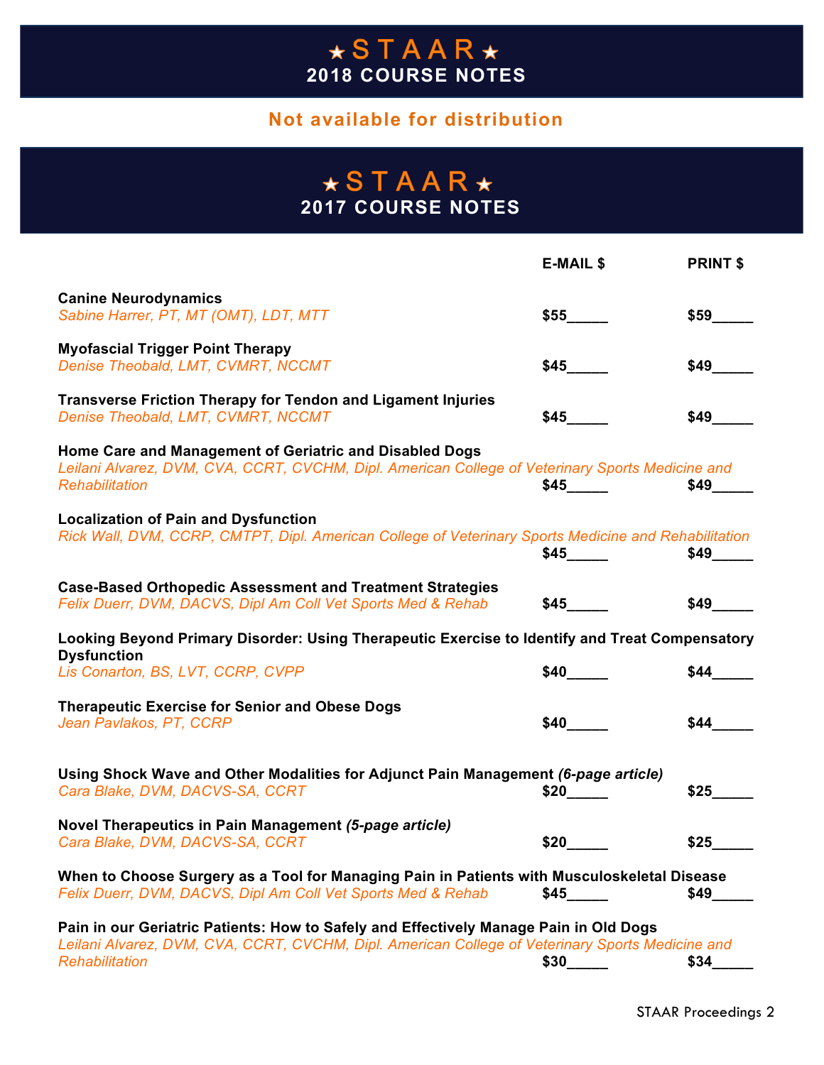# ★STAAR★ 2018 COURSE NOTES

**Not available for distribution**

# ★STAAR★ 2017 COURSE NOTES

| | E-MAIL $ | PRINT $ |
|---|---|---|
| **Canine Neurodynamics**<br>*Sabine Harrer, PT, MT (OMT), LDT, MTT* | $55_____ | $59_____ |
| **Myofascial Trigger Point Therapy**<br>*Denise Theobald, LMT, CVMRT, NCCMT* | $45_____ | $49_____ |
| **Transverse Friction Therapy for Tendon and Ligament Injuries**<br>*Denise Theobald, LMT, CVMRT, NCCMT* | $45_____ | $49_____ |
| **Home Care and Management of Geriatric and Disabled Dogs**<br>*Leilani Alvarez, DVM, CVA, CCRT, CVCHM, Dipl. American College of Veterinary Sports Medicine and Rehabilitation* | $45_____ | $49_____ |
| **Localization of Pain and Dysfunction**<br>*Rick Wall, DVM, CCRP, CMTPT, Dipl. American College of Veterinary Sports Medicine and Rehabilitation* | $45_____ | $49_____ |
| **Case-Based Orthopedic Assessment and Treatment Strategies**<br>*Felix Duerr, DVM, DACVS, Dipl Am Coll Vet Sports Med & Rehab* | $45_____ | $49_____ |
| **Looking Beyond Primary Disorder: Using Therapeutic Exercise to Identify and Treat Compensatory Dysfunction**<br>*Lis Conarton, BS, LVT, CCRP, CVPP* | $40_____ | $44_____ |
| **Therapeutic Exercise for Senior and Obese Dogs**<br>*Jean Pavlakos, PT, CCRP* | $40_____ | $44_____ |
| **Using Shock Wave and Other Modalities for Adjunct Pain Management** ***(6-page article)***<br>*Cara Blake, DVM, DACVS-SA, CCRT* | $20_____ | $25_____ |
| **Novel Therapeutics in Pain Management** ***(5-page article)***<br>*Cara Blake, DVM, DACVS-SA, CCRT* | $20_____ | $25_____ |
| **When to Choose Surgery as a Tool for Managing Pain in Patients with Musculoskeletal Disease**<br>*Felix Duerr, DVM, DACVS, Dipl Am Coll Vet Sports Med & Rehab* | $45_____ | $49_____ |
| **Pain in our Geriatric Patients: How to Safely and Effectively Manage Pain in Old Dogs**<br>*Leilani Alvarez, DVM, CVA, CCRT, CVCHM, Dipl. American College of Veterinary Sports Medicine and Rehabilitation* | $30_____ | $34_____ |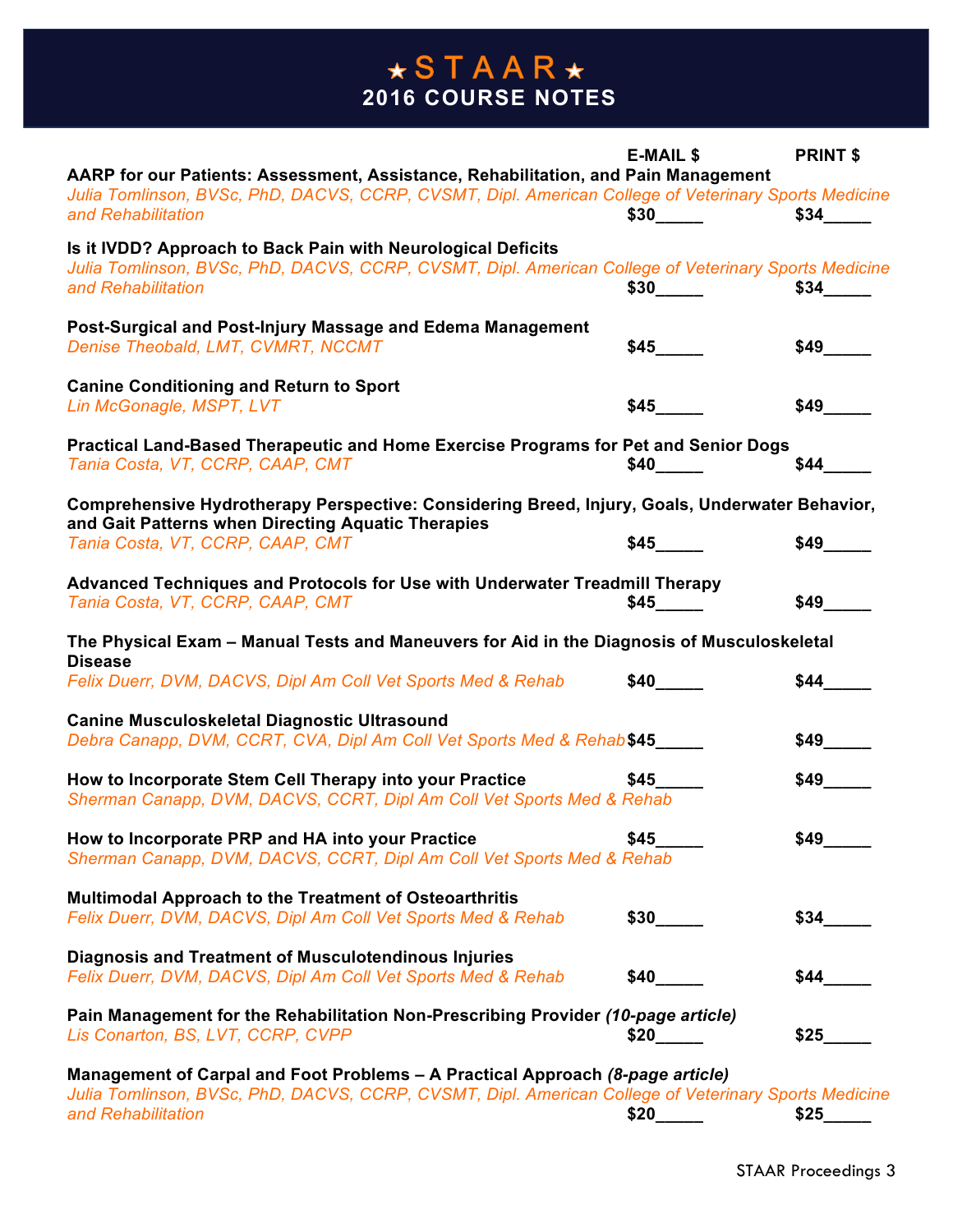# ★STAAR★
## 2016 COURSE NOTES

| Course | E-MAIL $ | PRINT $ |
|---|---|---|
| **AARP for our Patients: Assessment, Assistance, Rehabilitation, and Pain Management**<br>*Julia Tomlinson, BVSc, PhD, DACVS, CCRP, CVSMT, Dipl. American College of Veterinary Sports Medicine and Rehabilitation* | $30_____ | $34_____ |
| **Is it IVDD? Approach to Back Pain with Neurological Deficits**<br>*Julia Tomlinson, BVSc, PhD, DACVS, CCRP, CVSMT, Dipl. American College of Veterinary Sports Medicine and Rehabilitation* | $30_____ | $34_____ |
| **Post-Surgical and Post-Injury Massage and Edema Management**<br>*Denise Theobald, LMT, CVMRT, NCCMT* | $45_____ | $49_____ |
| **Canine Conditioning and Return to Sport**<br>*Lin McGonagle, MSPT, LVT* | $45_____ | $49_____ |
| **Practical Land-Based Therapeutic and Home Exercise Programs for Pet and Senior Dogs**<br>*Tania Costa, VT, CCRP, CAAP, CMT* | $40_____ | $44_____ |
| **Comprehensive Hydrotherapy Perspective: Considering Breed, Injury, Goals, Underwater Behavior, and Gait Patterns when Directing Aquatic Therapies**<br>*Tania Costa, VT, CCRP, CAAP, CMT* | $45_____ | $49_____ |
| **Advanced Techniques and Protocols for Use with Underwater Treadmill Therapy**<br>*Tania Costa, VT, CCRP, CAAP, CMT* | $45_____ | $49_____ |
| **The Physical Exam – Manual Tests and Maneuvers for Aid in the Diagnosis of Musculoskeletal Disease**<br>*Felix Duerr, DVM, DACVS, Dipl Am Coll Vet Sports Med & Rehab* | $40_____ | $44_____ |
| **Canine Musculoskeletal Diagnostic Ultrasound**<br>*Debra Canapp, DVM, CCRT, CVA, Dipl Am Coll Vet Sports Med & Rehab* | $45_____ | $49_____ |
| **How to Incorporate Stem Cell Therapy into your Practice**<br>*Sherman Canapp, DVM, DACVS, CCRT, Dipl Am Coll Vet Sports Med & Rehab* | $45_____ | $49_____ |
| **How to Incorporate PRP and HA into your Practice**<br>*Sherman Canapp, DVM, DACVS, CCRT, Dipl Am Coll Vet Sports Med & Rehab* | $45_____ | $49_____ |
| **Multimodal Approach to the Treatment of Osteoarthritis**<br>*Felix Duerr, DVM, DACVS, Dipl Am Coll Vet Sports Med & Rehab* | $30_____ | $34_____ |
| **Diagnosis and Treatment of Musculotendinous Injuries**<br>*Felix Duerr, DVM, DACVS, Dipl Am Coll Vet Sports Med & Rehab* | $40_____ | $44_____ |
| **Pain Management for the Rehabilitation Non-Prescribing Provider** ***(10-page article)***<br>*Lis Conarton, BS, LVT, CCRP, CVPP* | $20_____ | $25_____ |
| **Management of Carpal and Foot Problems – A Practical Approach** ***(8-page article)***<br>*Julia Tomlinson, BVSc, PhD, DACVS, CCRP, CVSMT, Dipl. American College of Veterinary Sports Medicine and Rehabilitation* | $20_____ | $25_____ |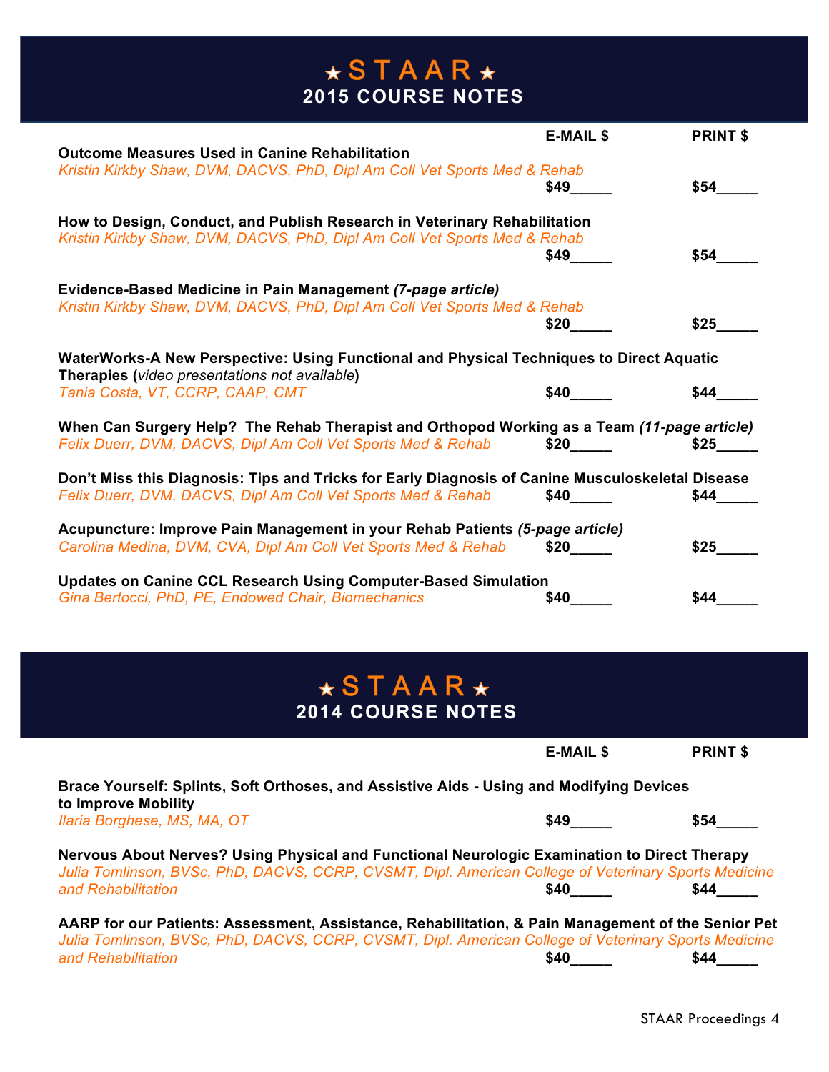# ★STAAR★
## 2015 COURSE NOTES

| | E-MAIL $ | PRINT $ |
|---|---|---|
| **Outcome Measures Used in Canine Rehabilitation**<br>*Kristin Kirkby Shaw, DVM, DACVS, PhD, Dipl Am Coll Vet Sports Med & Rehab* | $49_____ | $54_____ |
| **How to Design, Conduct, and Publish Research in Veterinary Rehabilitation**<br>*Kristin Kirkby Shaw, DVM, DACVS, PhD, Dipl Am Coll Vet Sports Med & Rehab* | $49_____ | $54_____ |
| **Evidence-Based Medicine in Pain Management** ***(7-page article)***<br>*Kristin Kirkby Shaw, DVM, DACVS, PhD, Dipl Am Coll Vet Sports Med & Rehab* | $20_____ | $25_____ |
| **WaterWorks-A New Perspective: Using Functional and Physical Techniques to Direct Aquatic Therapies (***video presentations not available***)**<br>*Tania Costa, VT, CCRP, CAAP, CMT* | $40_____ | $44_____ |
| **When Can Surgery Help? The Rehab Therapist and Orthopod Working as a Team** ***(11-page article)***<br>*Felix Duerr, DVM, DACVS, Dipl Am Coll Vet Sports Med & Rehab* | $20_____ | $25_____ |
| **Don't Miss this Diagnosis: Tips and Tricks for Early Diagnosis of Canine Musculoskeletal Disease**<br>*Felix Duerr, DVM, DACVS, Dipl Am Coll Vet Sports Med & Rehab* | $40_____ | $44_____ |
| **Acupuncture: Improve Pain Management in your Rehab Patients** ***(5-page article)***<br>*Carolina Medina, DVM, CVA, Dipl Am Coll Vet Sports Med & Rehab* | $20_____ | $25_____ |
| **Updates on Canine CCL Research Using Computer-Based Simulation**<br>*Gina Bertocci, PhD, PE, Endowed Chair, Biomechanics* | $40_____ | $44_____ |

# ★STAAR★
## 2014 COURSE NOTES

| | E-MAIL $ | PRINT $ |
|---|---|---|
| **Brace Yourself: Splints, Soft Orthoses, and Assistive Aids - Using and Modifying Devices to Improve Mobility**<br>*Ilaria Borghese, MS, MA, OT* | $49_____ | $54_____ |
| **Nervous About Nerves? Using Physical and Functional Neurologic Examination to Direct Therapy**<br>*Julia Tomlinson, BVSc, PhD, DACVS, CCRP, CVSMT, Dipl. American College of Veterinary Sports Medicine and Rehabilitation* | $40_____ | $44_____ |
| **AARP for our Patients: Assessment, Assistance, Rehabilitation, & Pain Management of the Senior Pet**<br>*Julia Tomlinson, BVSc, PhD, DACVS, CCRP, CVSMT, Dipl. American College of Veterinary Sports Medicine and Rehabilitation* | $40_____ | $44_____ |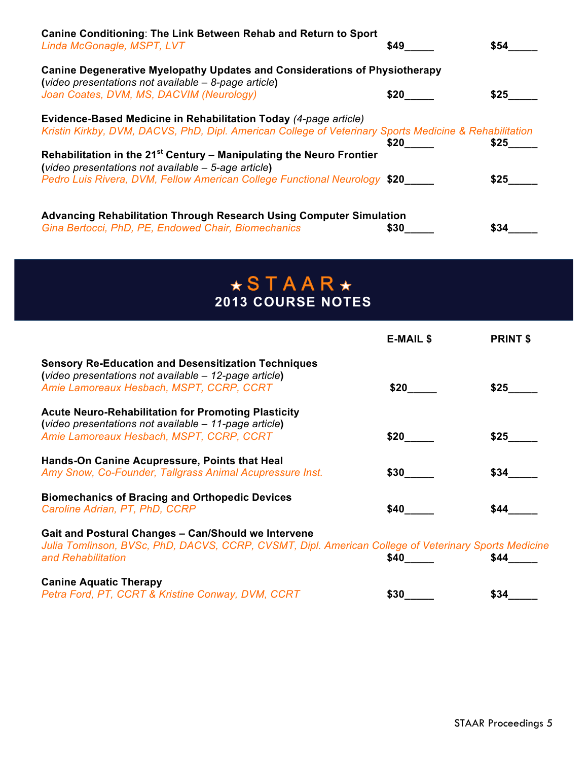**Canine Conditioning**: **The Link Between Rehab and Return to Sport**
*Linda McGonagle, MSPT, LVT* — **$49\_\_\_\_\_** — **$54\_\_\_\_\_**

**Canine Degenerative Myelopathy Updates and Considerations of Physiotherapy**
**(***video presentations not available – 8-page article***)**
*Joan Coates, DVM, MS, DACVIM (Neurology)* — **$20\_\_\_\_\_** — **$25\_\_\_\_\_**

**Evidence-Based Medicine in Rehabilitation Today** *(4-page article)*
*Kristin Kirkby, DVM, DACVS, PhD, Dipl. American College of Veterinary Sports Medicine & Rehabilitation* — **$20\_\_\_\_\_** — **$25\_\_\_\_\_**

**Rehabilitation in the 21st Century – Manipulating the Neuro Frontier**
**(***video presentations not available – 5-age article***)**
*Pedro Luis Rivera, DVM, Fellow American College Functional Neurology* — **$20\_\_\_\_\_** — **$25\_\_\_\_\_**

**Advancing Rehabilitation Through Research Using Computer Simulation**
*Gina Bertocci, PhD, PE, Endowed Chair, Biomechanics* — **$30\_\_\_\_\_** — **$34\_\_\_\_\_**

# ★STAAR★
## 2013 COURSE NOTES

| | E-MAIL $ | PRINT $ |
|---|---|---|
| **Sensory Re-Education and Desensitization Techniques** (*video presentations not available – 12-page article*) *Amie Lamoreaux Hesbach, MSPT, CCRP, CCRT* | $20\_\_\_\_\_ | $25\_\_\_\_\_ |
| **Acute Neuro-Rehabilitation for Promoting Plasticity** (*video presentations not available – 11-page article*) *Amie Lamoreaux Hesbach, MSPT, CCRP, CCRT* | $20\_\_\_\_\_ | $25\_\_\_\_\_ |
| **Hands-On Canine Acupressure, Points that Heal** *Amy Snow, Co-Founder, Tallgrass Animal Acupressure Inst.* | $30\_\_\_\_\_ | $34\_\_\_\_\_ |
| **Biomechanics of Bracing and Orthopedic Devices** *Caroline Adrian, PT, PhD, CCRP* | $40\_\_\_\_\_ | $44\_\_\_\_\_ |
| **Gait and Postural Changes – Can/Should we Intervene** *Julia Tomlinson, BVSc, PhD, DACVS, CCRP, CVSMT, Dipl. American College of Veterinary Sports Medicine and Rehabilitation* | $40\_\_\_\_\_ | $44\_\_\_\_\_ |
| **Canine Aquatic Therapy** *Petra Ford, PT, CCRT & Kristine Conway, DVM, CCRT* | $30\_\_\_\_\_ | $34\_\_\_\_\_ |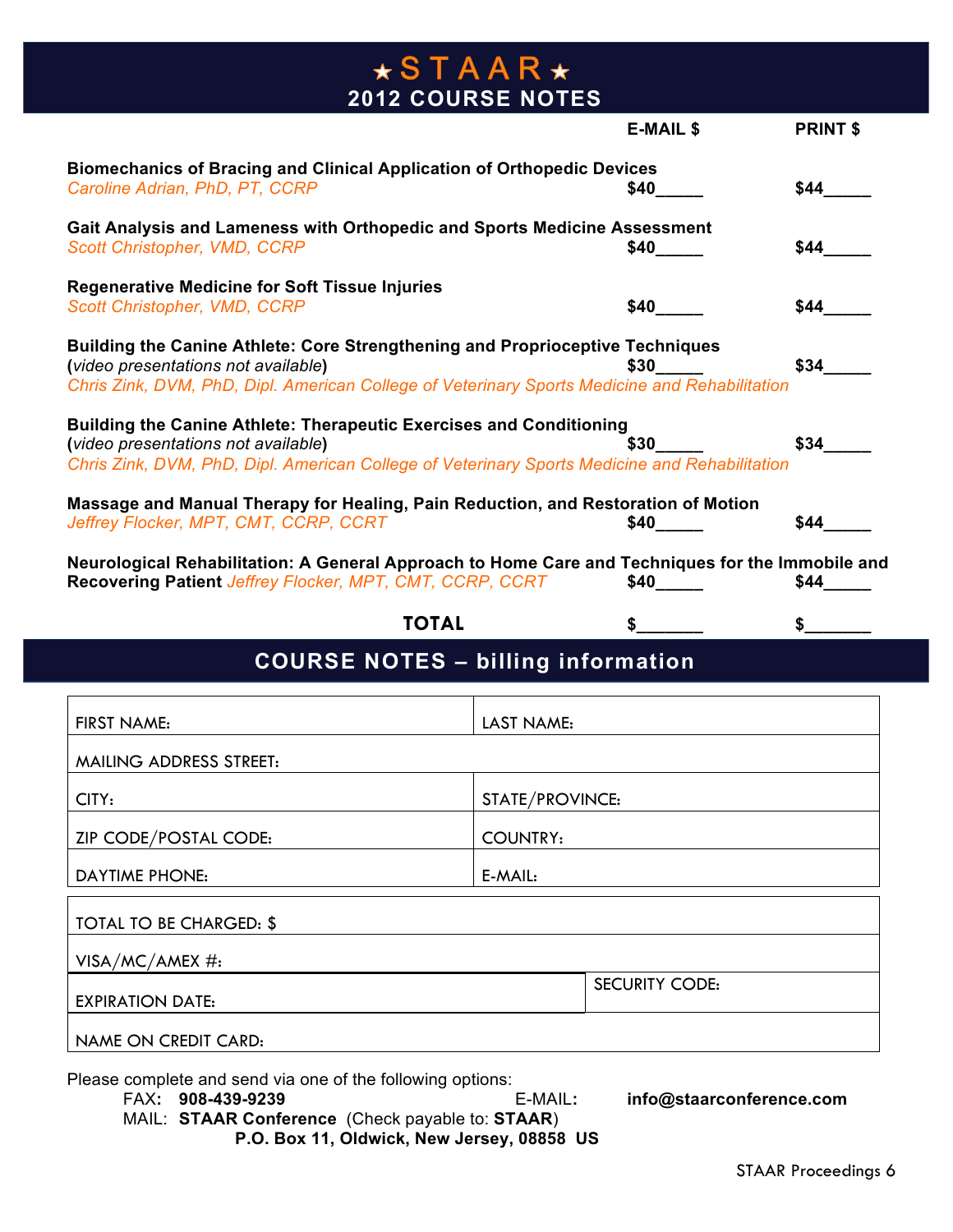# ★STAAR★

## 2012 COURSE NOTES

| | E-MAIL $ | PRINT $ |
|---|---|---|
| **Biomechanics of Bracing and Clinical Application of Orthopedic Devices**<br>*Caroline Adrian, PhD, PT, CCRP* | **$40_____** | **$44_____** |
| **Gait Analysis and Lameness with Orthopedic and Sports Medicine Assessment**<br>*Scott Christopher, VMD, CCRP* | **$40_____** | **$44_____** |
| **Regenerative Medicine for Soft Tissue Injuries**<br>*Scott Christopher, VMD, CCRP* | **$40_____** | **$44_____** |
| **Building the Canine Athlete: Core Strengthening and Proprioceptive Techniques**<br>(*video presentations not available*)<br>*Chris Zink, DVM, PhD, Dipl. American College of Veterinary Sports Medicine and Rehabilitation* | **$30_____** | **$34_____** |
| **Building the Canine Athlete: Therapeutic Exercises and Conditioning**<br>(*video presentations not available*)<br>*Chris Zink, DVM, PhD, Dipl. American College of Veterinary Sports Medicine and Rehabilitation* | **$30_____** | **$34_____** |
| **Massage and Manual Therapy for Healing, Pain Reduction, and Restoration of Motion**<br>*Jeffrey Flocker, MPT, CMT, CCRP, CCRT* | **$40_____** | **$44_____** |
| **Neurological Rehabilitation: A General Approach to Home Care and Techniques for the Immobile and Recovering Patient** *Jeffrey Flocker, MPT, CMT, CCRP, CCRT* | **$40_____** | **$44_____** |
| **TOTAL** | **$_______** | **$_______** |

## COURSE NOTES – billing information

| | |
|---|---|
| FIRST NAME: | LAST NAME: |
| MAILING ADDRESS STREET: | |
| CITY: | STATE/PROVINCE: |
| ZIP CODE/POSTAL CODE: | COUNTRY: |
| DAYTIME PHONE: | E-MAIL: |

| | |
|---|---|
| TOTAL TO BE CHARGED: $ | |
| VISA/MC/AMEX #: | |
| EXPIRATION DATE: | SECURITY CODE: |
| NAME ON CREDIT CARD: | |

Please complete and send via one of the following options:

FAX: **908-439-9239**

E-MAIL: **info@staarconference.com**

MAIL: **STAAR Conference** (Check payable to: **STAAR**)
**P.O. Box 11, Oldwick, New Jersey, 08858 US**